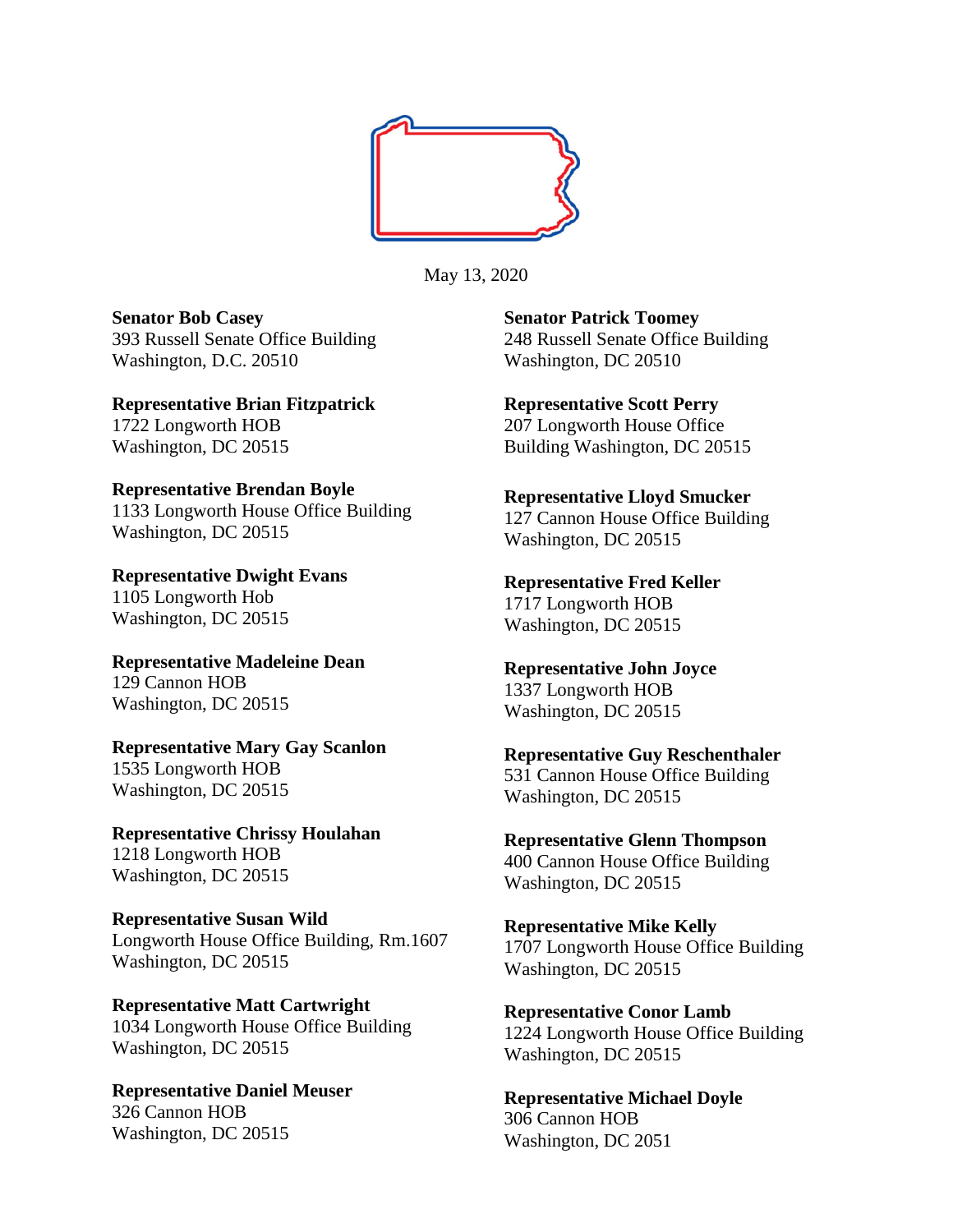May 13, 2020

**Senator Bob Casey**
393 Russell Senate Office Building
Washington, D.C. 20510

**Representative Brian Fitzpatrick**
1722 Longworth HOB
Washington, DC 20515

**Representative Brendan Boyle**
1133 Longworth House Office Building
Washington, DC 20515

**Representative Dwight Evans**
1105 Longworth Hob
Washington, DC 20515

**Representative Madeleine Dean**
129 Cannon HOB
Washington, DC 20515

**Representative Mary Gay Scanlon**
1535 Longworth HOB
Washington, DC 20515

**Representative Chrissy Houlahan**
1218 Longworth HOB
Washington, DC 20515

**Representative Susan Wild**
Longworth House Office Building, Rm.1607
Washington, DC 20515

**Representative Matt Cartwright**
1034 Longworth House Office Building
Washington, DC 20515

**Representative Daniel Meuser**
326 Cannon HOB
Washington, DC 20515

**Senator Patrick Toomey**
248 Russell Senate Office Building
Washington, DC 20510

**Representative Scott Perry**
207 Longworth House Office
Building Washington, DC 20515

**Representative Lloyd Smucker**
127 Cannon House Office Building
Washington, DC 20515

**Representative Fred Keller**
1717 Longworth HOB
Washington, DC 20515

**Representative John Joyce**
1337 Longworth HOB
Washington, DC 20515

**Representative Guy Reschenthaler**
531 Cannon House Office Building
Washington, DC 20515

**Representative Glenn Thompson**
400 Cannon House Office Building
Washington, DC 20515

**Representative Mike Kelly**
1707 Longworth House Office Building
Washington, DC 20515

**Representative Conor Lamb**
1224 Longworth House Office Building
Washington, DC 20515

**Representative Michael Doyle**
306 Cannon HOB
Washington, DC 2051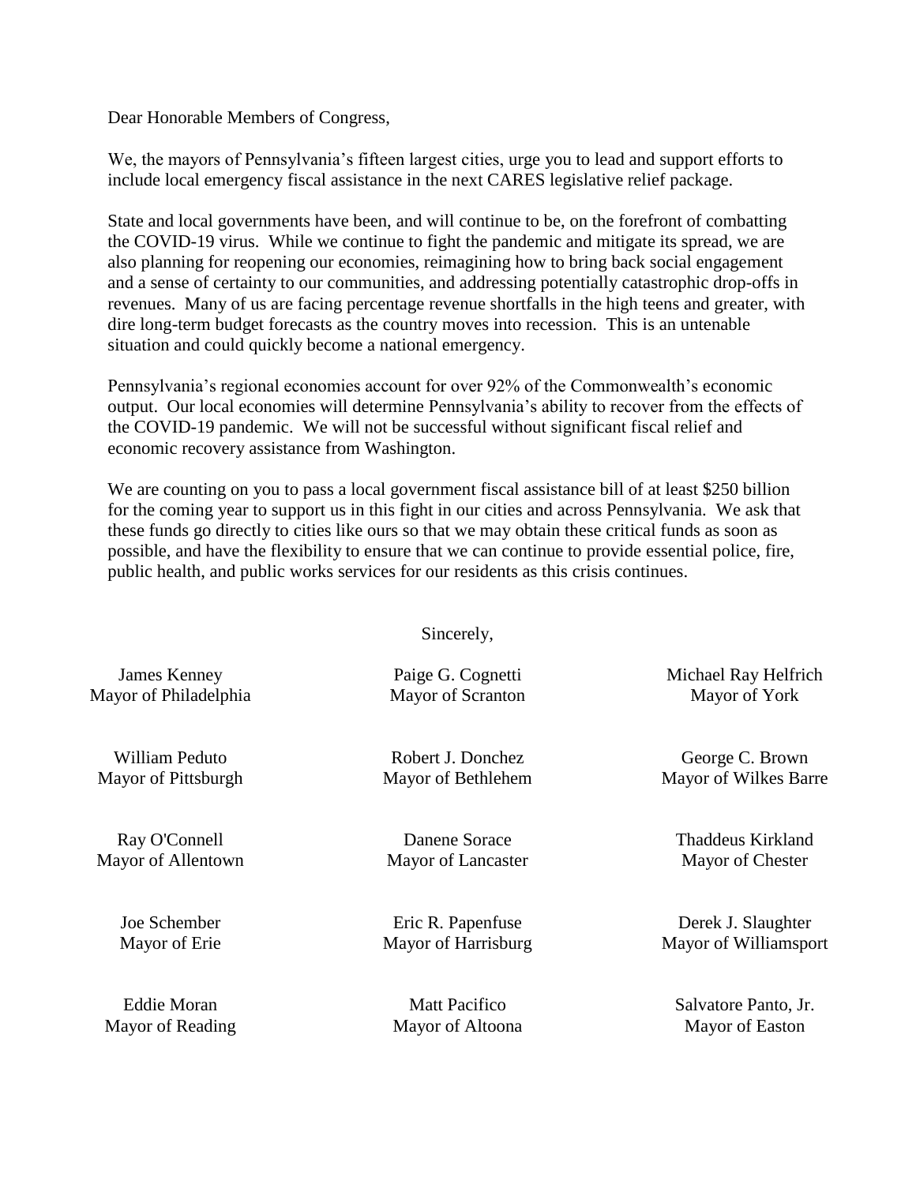Dear Honorable Members of Congress,

We, the mayors of Pennsylvania's fifteen largest cities, urge you to lead and support efforts to include local emergency fiscal assistance in the next CARES legislative relief package.

State and local governments have been, and will continue to be, on the forefront of combatting the COVID-19 virus. While we continue to fight the pandemic and mitigate its spread, we are also planning for reopening our economies, reimagining how to bring back social engagement and a sense of certainty to our communities, and addressing potentially catastrophic drop-offs in revenues. Many of us are facing percentage revenue shortfalls in the high teens and greater, with dire long-term budget forecasts as the country moves into recession. This is an untenable situation and could quickly become a national emergency.

Pennsylvania's regional economies account for over 92% of the Commonwealth's economic output. Our local economies will determine Pennsylvania's ability to recover from the effects of the COVID-19 pandemic. We will not be successful without significant fiscal relief and economic recovery assistance from Washington.

We are counting on you to pass a local government fiscal assistance bill of at least $250 billion for the coming year to support us in this fight in our cities and across Pennsylvania. We ask that these funds go directly to cities like ours so that we may obtain these critical funds as soon as possible, and have the flexibility to ensure that we can continue to provide essential police, fire, public health, and public works services for our residents as this crisis continues.

Sincerely,

James Kenney
Mayor of Philadelphia

William Peduto
Mayor of Pittsburgh

Ray O'Connell
Mayor of Allentown

Joe Schember
Mayor of Erie

Eddie Moran
Mayor of Reading

Paige G. Cognetti
Mayor of Scranton

Robert J. Donchez
Mayor of Bethlehem

Danene Sorace
Mayor of Lancaster

Eric R. Papenfuse
Mayor of Harrisburg

Matt Pacifico
Mayor of Altoona

Michael Ray Helfrich
Mayor of York

George C. Brown
Mayor of Wilkes Barre

Thaddeus Kirkland
Mayor of Chester

Derek J. Slaughter
Mayor of Williamsport

Salvatore Panto, Jr.
Mayor of Easton